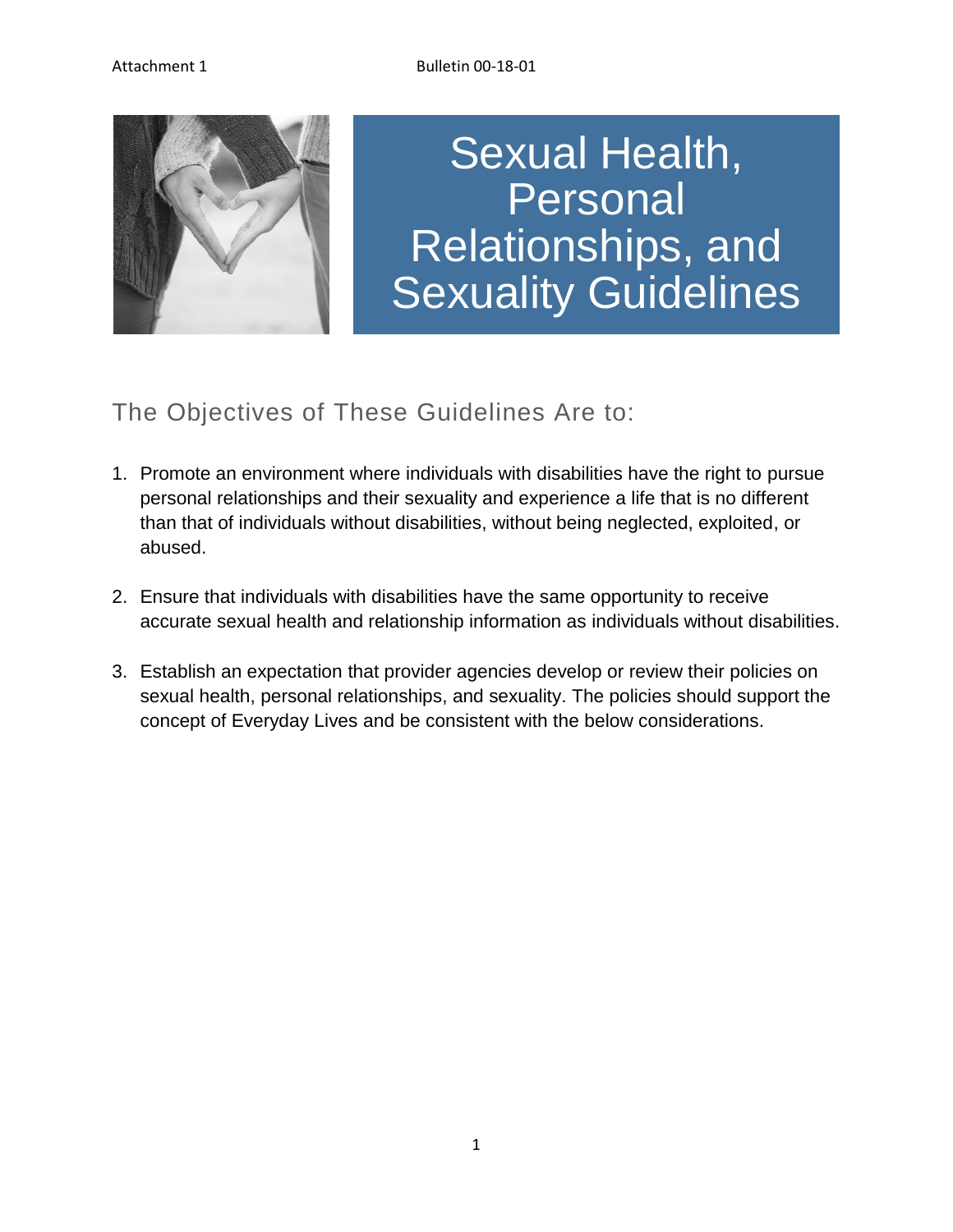Attachment 1 Bulletin 00-18-01

# Sexual Health, Personal Relationships, and Sexuality Guidelines

## The Objectives of These Guidelines Are to:

1. Promote an environment where individuals with disabilities have the right to pursue personal relationships and their sexuality and experience a life that is no different than that of individuals without disabilities, without being neglected, exploited, or abused.

2. Ensure that individuals with disabilities have the same opportunity to receive accurate sexual health and relationship information as individuals without disabilities.

3. Establish an expectation that provider agencies develop or review their policies on sexual health, personal relationships, and sexuality. The policies should support the concept of Everyday Lives and be consistent with the below considerations.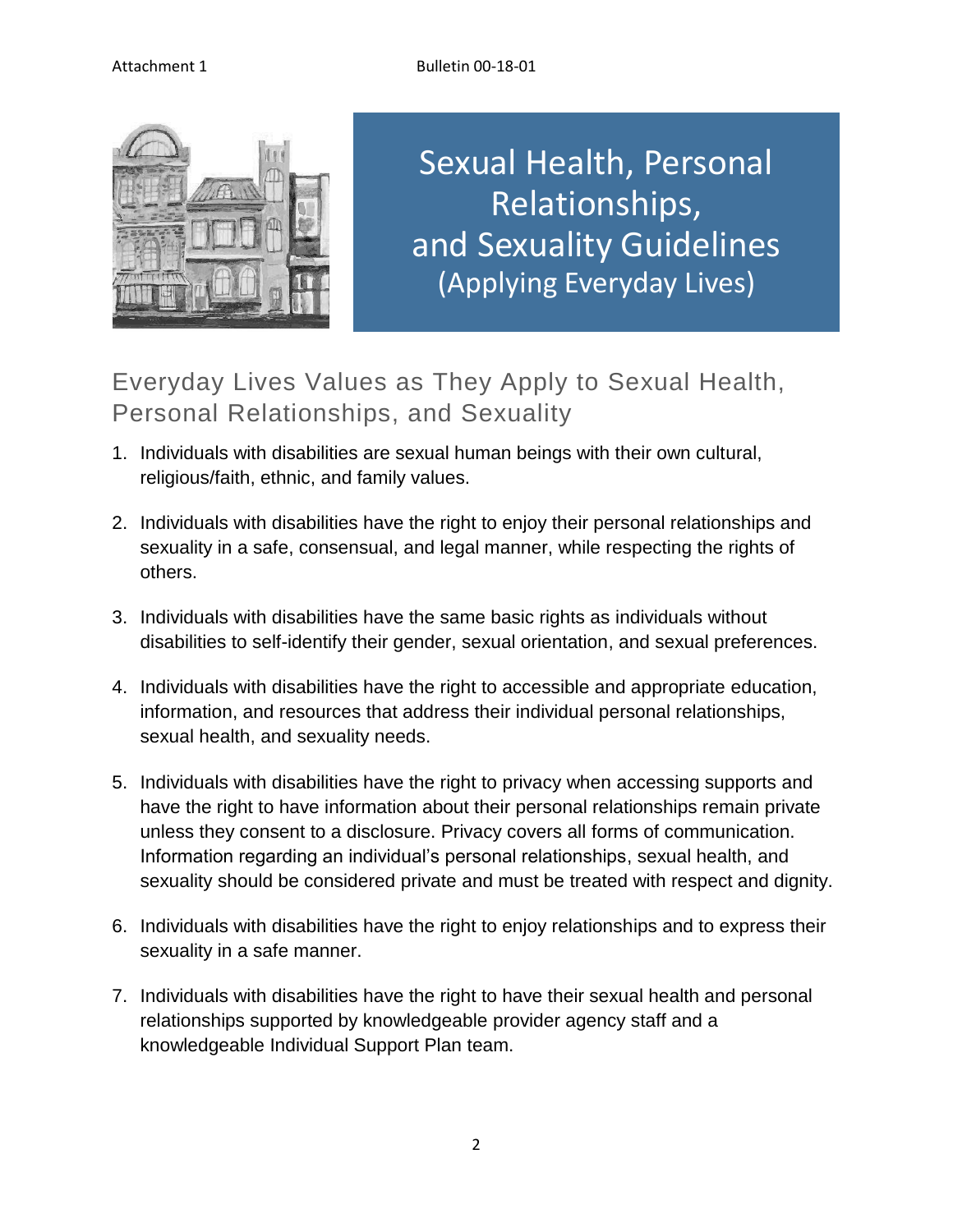# Sexual Health, Personal Relationships, and Sexuality Guidelines (Applying Everyday Lives)

## Everyday Lives Values as They Apply to Sexual Health, Personal Relationships, and Sexuality

1. Individuals with disabilities are sexual human beings with their own cultural, religious/faith, ethnic, and family values.

2. Individuals with disabilities have the right to enjoy their personal relationships and sexuality in a safe, consensual, and legal manner, while respecting the rights of others.

3. Individuals with disabilities have the same basic rights as individuals without disabilities to self-identify their gender, sexual orientation, and sexual preferences.

4. Individuals with disabilities have the right to accessible and appropriate education, information, and resources that address their individual personal relationships, sexual health, and sexuality needs.

5. Individuals with disabilities have the right to privacy when accessing supports and have the right to have information about their personal relationships remain private unless they consent to a disclosure. Privacy covers all forms of communication. Information regarding an individual's personal relationships, sexual health, and sexuality should be considered private and must be treated with respect and dignity.

6. Individuals with disabilities have the right to enjoy relationships and to express their sexuality in a safe manner.

7. Individuals with disabilities have the right to have their sexual health and personal relationships supported by knowledgeable provider agency staff and a knowledgeable Individual Support Plan team.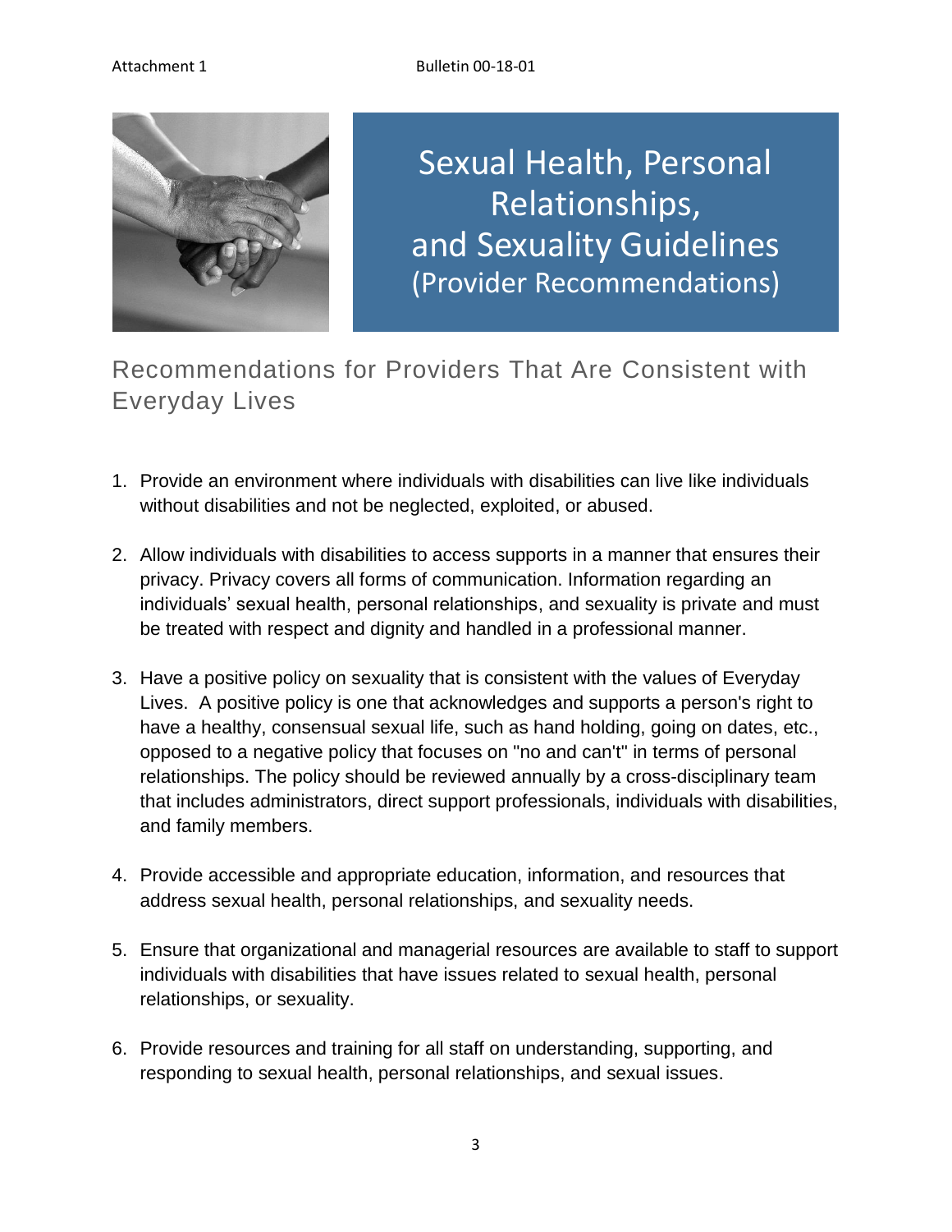# Sexual Health, Personal Relationships, and Sexuality Guidelines (Provider Recommendations)

## Recommendations for Providers That Are Consistent with Everyday Lives

1. Provide an environment where individuals with disabilities can live like individuals without disabilities and not be neglected, exploited, or abused.

2. Allow individuals with disabilities to access supports in a manner that ensures their privacy. Privacy covers all forms of communication. Information regarding an individuals' sexual health, personal relationships, and sexuality is private and must be treated with respect and dignity and handled in a professional manner.

3. Have a positive policy on sexuality that is consistent with the values of Everyday Lives. A positive policy is one that acknowledges and supports a person's right to have a healthy, consensual sexual life, such as hand holding, going on dates, etc., opposed to a negative policy that focuses on "no and can't" in terms of personal relationships. The policy should be reviewed annually by a cross-disciplinary team that includes administrators, direct support professionals, individuals with disabilities, and family members.

4. Provide accessible and appropriate education, information, and resources that address sexual health, personal relationships, and sexuality needs.

5. Ensure that organizational and managerial resources are available to staff to support individuals with disabilities that have issues related to sexual health, personal relationships, or sexuality.

6. Provide resources and training for all staff on understanding, supporting, and responding to sexual health, personal relationships, and sexual issues.